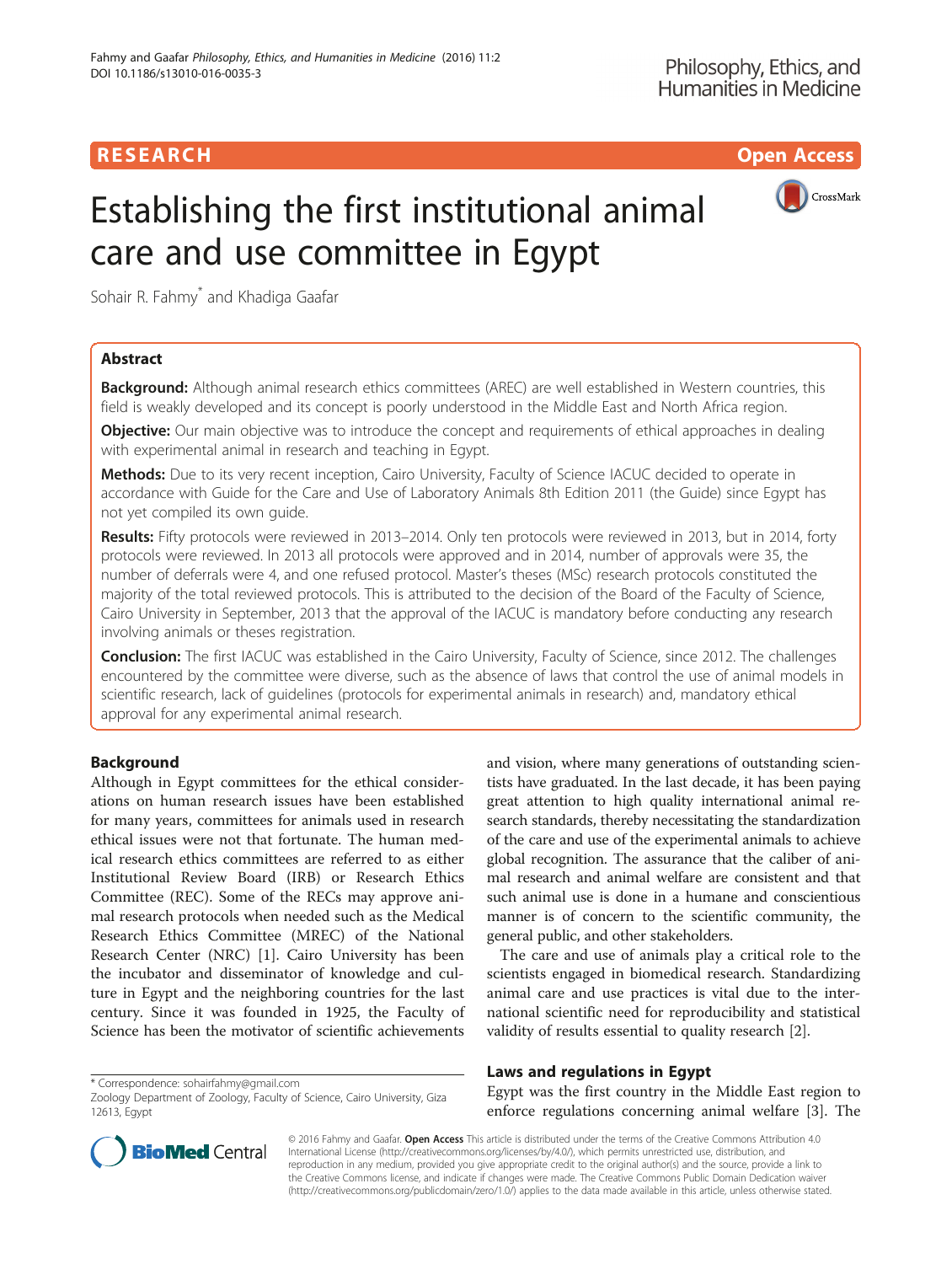RESEARCH Open Access

# Establishing the first institutional animal care and use committee in Egypt

Sohair R. Fahmy* and Khadiga Gaafar

## Abstract

**Background:** Although animal research ethics committees (AREC) are well established in Western countries, this field is weakly developed and its concept is poorly understood in the Middle East and North Africa region.

**Objective:** Our main objective was to introduce the concept and requirements of ethical approaches in dealing with experimental animal in research and teaching in Egypt.

**Methods:** Due to its very recent inception, Cairo University, Faculty of Science IACUC decided to operate in accordance with Guide for the Care and Use of Laboratory Animals 8th Edition 2011 (the Guide) since Egypt has not yet compiled its own guide.

**Results:** Fifty protocols were reviewed in 2013–2014. Only ten protocols were reviewed in 2013, but in 2014, forty protocols were reviewed. In 2013 all protocols were approved and in 2014, number of approvals were 35, the number of deferrals were 4, and one refused protocol. Master's theses (MSc) research protocols constituted the majority of the total reviewed protocols. This is attributed to the decision of the Board of the Faculty of Science, Cairo University in September, 2013 that the approval of the IACUC is mandatory before conducting any research involving animals or theses registration.

**Conclusion:** The first IACUC was established in the Cairo University, Faculty of Science, since 2012. The challenges encountered by the committee were diverse, such as the absence of laws that control the use of animal models in scientific research, lack of guidelines (protocols for experimental animals in research) and, mandatory ethical approval for any experimental animal research.

## Background

Although in Egypt committees for the ethical considerations on human research issues have been established for many years, committees for animals used in research ethical issues were not that fortunate. The human medical research ethics committees are referred to as either Institutional Review Board (IRB) or Research Ethics Committee (REC). Some of the RECs may approve animal research protocols when needed such as the Medical Research Ethics Committee (MREC) of the National Research Center (NRC) [1]. Cairo University has been the incubator and disseminator of knowledge and culture in Egypt and the neighboring countries for the last century. Since it was founded in 1925, the Faculty of Science has been the motivator of scientific achievements and vision, where many generations of outstanding scientists have graduated. In the last decade, it has been paying great attention to high quality international animal research standards, thereby necessitating the standardization of the care and use of the experimental animals to achieve global recognition. The assurance that the caliber of animal research and animal welfare are consistent and that such animal use is done in a humane and conscientious manner is of concern to the scientific community, the general public, and other stakeholders.

The care and use of animals play a critical role to the scientists engaged in biomedical research. Standardizing animal care and use practices is vital due to the international scientific need for reproducibility and statistical validity of results essential to quality research [2].

## Laws and regulations in Egypt

Egypt was the first country in the Middle East region to enforce regulations concerning animal welfare [3]. The

\* Correspondence: sohairfahmy@gmail.com
Zoology Department of Zoology, Faculty of Science, Cairo University, Giza 12613, Egypt

© 2016 Fahmy and Gaafar. **Open Access** This article is distributed under the terms of the Creative Commons Attribution 4.0 International License (http://creativecommons.org/licenses/by/4.0/), which permits unrestricted use, distribution, and reproduction in any medium, provided you give appropriate credit to the original author(s) and the source, provide a link to the Creative Commons license, and indicate if changes were made. The Creative Commons Public Domain Dedication waiver (http://creativecommons.org/publicdomain/zero/1.0/) applies to the data made available in this article, unless otherwise stated.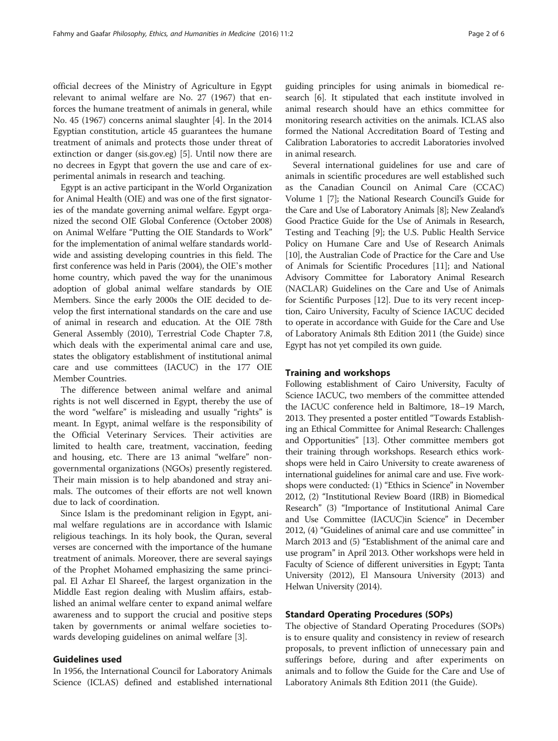official decrees of the Ministry of Agriculture in Egypt relevant to animal welfare are No. 27 (1967) that enforces the humane treatment of animals in general, while No. 45 (1967) concerns animal slaughter [4]. In the 2014 Egyptian constitution, article 45 guarantees the humane treatment of animals and protects those under threat of extinction or danger (sis.gov.eg) [5]. Until now there are no decrees in Egypt that govern the use and care of experimental animals in research and teaching.

Egypt is an active participant in the World Organization for Animal Health (OIE) and was one of the first signatories of the mandate governing animal welfare. Egypt organized the second OIE Global Conference (October 2008) on Animal Welfare "Putting the OIE Standards to Work" for the implementation of animal welfare standards worldwide and assisting developing countries in this field. The first conference was held in Paris (2004), the OIE's mother home country, which paved the way for the unanimous adoption of global animal welfare standards by OIE Members. Since the early 2000s the OIE decided to develop the first international standards on the care and use of animal in research and education. At the OIE 78th General Assembly (2010), Terrestrial Code Chapter 7.8, which deals with the experimental animal care and use, states the obligatory establishment of institutional animal care and use committees (IACUC) in the 177 OIE Member Countries.

The difference between animal welfare and animal rights is not well discerned in Egypt, thereby the use of the word "welfare" is misleading and usually "rights" is meant. In Egypt, animal welfare is the responsibility of the Official Veterinary Services. Their activities are limited to health care, treatment, vaccination, feeding and housing, etc. There are 13 animal "welfare" non-governmental organizations (NGOs) presently registered. Their main mission is to help abandoned and stray animals. The outcomes of their efforts are not well known due to lack of coordination.

Since Islam is the predominant religion in Egypt, animal welfare regulations are in accordance with Islamic religious teachings. In its holy book, the Quran, several verses are concerned with the importance of the humane treatment of animals. Moreover, there are several sayings of the Prophet Mohamed emphasizing the same principal. El Azhar El Shareef, the largest organization in the Middle East region dealing with Muslim affairs, established an animal welfare center to expand animal welfare awareness and to support the crucial and positive steps taken by governments or animal welfare societies towards developing guidelines on animal welfare [3].

## Guidelines used

In 1956, the International Council for Laboratory Animals Science (ICLAS) defined and established international guiding principles for using animals in biomedical research [6]. It stipulated that each institute involved in animal research should have an ethics committee for monitoring research activities on the animals. ICLAS also formed the National Accreditation Board of Testing and Calibration Laboratories to accredit Laboratories involved in animal research.

Several international guidelines for use and care of animals in scientific procedures are well established such as the Canadian Council on Animal Care (CCAC) Volume 1 [7]; the National Research Council's Guide for the Care and Use of Laboratory Animals [8]; New Zealand's Good Practice Guide for the Use of Animals in Research, Testing and Teaching [9]; the U.S. Public Health Service Policy on Humane Care and Use of Research Animals [10], the Australian Code of Practice for the Care and Use of Animals for Scientific Procedures [11]; and National Advisory Committee for Laboratory Animal Research (NACLAR) Guidelines on the Care and Use of Animals for Scientific Purposes [12]. Due to its very recent inception, Cairo University, Faculty of Science IACUC decided to operate in accordance with Guide for the Care and Use of Laboratory Animals 8th Edition 2011 (the Guide) since Egypt has not yet compiled its own guide.

## Training and workshops

Following establishment of Cairo University, Faculty of Science IACUC, two members of the committee attended the IACUC conference held in Baltimore, 18–19 March, 2013. They presented a poster entitled "Towards Establishing an Ethical Committee for Animal Research: Challenges and Opportunities" [13]. Other committee members got their training through workshops. Research ethics workshops were held in Cairo University to create awareness of international guidelines for animal care and use. Five workshops were conducted: (1) "Ethics in Science" in November 2012, (2) "Institutional Review Board (IRB) in Biomedical Research" (3) "Importance of Institutional Animal Care and Use Committee (IACUC)in Science" in December 2012, (4) "Guidelines of animal care and use committee" in March 2013 and (5) "Establishment of the animal care and use program" in April 2013. Other workshops were held in Faculty of Science of different universities in Egypt; Tanta University (2012), El Mansoura University (2013) and Helwan University (2014).

## Standard Operating Procedures (SOPs)

The objective of Standard Operating Procedures (SOPs) is to ensure quality and consistency in review of research proposals, to prevent infliction of unnecessary pain and sufferings before, during and after experiments on animals and to follow the Guide for the Care and Use of Laboratory Animals 8th Edition 2011 (the Guide).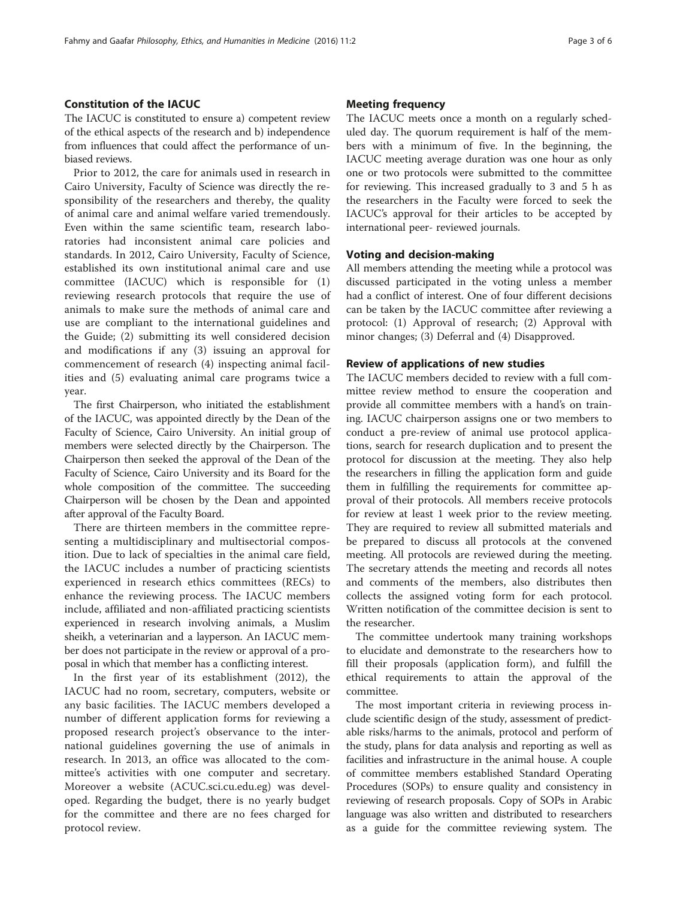## Constitution of the IACUC

The IACUC is constituted to ensure a) competent review of the ethical aspects of the research and b) independence from influences that could affect the performance of unbiased reviews.

Prior to 2012, the care for animals used in research in Cairo University, Faculty of Science was directly the responsibility of the researchers and thereby, the quality of animal care and animal welfare varied tremendously. Even within the same scientific team, research laboratories had inconsistent animal care policies and standards. In 2012, Cairo University, Faculty of Science, established its own institutional animal care and use committee (IACUC) which is responsible for (1) reviewing research protocols that require the use of animals to make sure the methods of animal care and use are compliant to the international guidelines and the Guide; (2) submitting its well considered decision and modifications if any (3) issuing an approval for commencement of research (4) inspecting animal facilities and (5) evaluating animal care programs twice a year.

The first Chairperson, who initiated the establishment of the IACUC, was appointed directly by the Dean of the Faculty of Science, Cairo University. An initial group of members were selected directly by the Chairperson. The Chairperson then sought the approval of the Dean for the Faculty of Science, Cairo University and its Board for the whole composition of the committee. The succeeding Chairperson will be chosen by the Dean and appointed after approval of the Faculty Board.

There are thirteen members in the committee representing a multidisciplinary and multisectorial composition. Due to lack of specialties in the animal care field, the IACUC includes a number of practicing scientists experienced in research ethics committees (RECs) to enhance the reviewing process. The IACUC members include, affiliated and non-affiliated practicing scientists experienced in research involving animals, a Muslim sheikh, a veterinarian and a layperson. An IACUC member does not participate in the review or approval of a proposal in which that member has a conflicting interest.

In the first year of its establishment (2012), the IACUC had no room, secretary, computers, website or any basic facilities. The IACUC members developed a number of different application forms for reviewing a proposed research project's observance to the international guidelines governing the use of animals in research. In 2013, an office was allocated to the committee's activities with one computer and secretary. Moreover a website (ACUC.sci.cu.edu.eg) was developed. Regarding the budget, there is no yearly budget for the committee and there are no fees charged for protocol review.

## Meeting frequency

The IACUC meets once a month on a regularly scheduled day. The quorum requirement is half of the members with a minimum of five. In the beginning, the IACUC meeting average duration was one hour as only one or two protocols were submitted to the committee for reviewing. This increased gradually to 3 and 5 h as the researchers in the Faculty were forced to seek the IACUC's approval for their articles to be accepted by international peer- reviewed journals.

## Voting and decision-making

All members attending the meeting while a protocol was discussed participated in the voting unless a member had a conflict of interest. One of four different decisions can be taken by the IACUC committee after reviewing a protocol: (1) Approval of research; (2) Approval with minor changes; (3) Deferral and (4) Disapproved.

## Review of applications of new studies

The IACUC members decided to review with a full committee review method to ensure the cooperation and provide all committee members with a hand's on training. IACUC chairperson assigns one or two members to conduct a pre-review of animal use protocol applications, search for research duplication and to present the protocol for discussion at the meeting. They also help the researchers in filling the application form and guide them in fulfilling the requirements for committee approval of their protocols. All members receive protocols for review at least 1 week prior to the review meeting. They are required to review all submitted materials and be prepared to discuss all protocols at the convened meeting. All protocols are reviewed during the meeting. The secretary attends the meeting and records all notes and comments of the members, also distributes then collects the assigned voting form for each protocol. Written notification of the committee decision is sent to the researcher.

The committee undertook many training workshops to elucidate and demonstrate to the researchers how to fill their proposals (application form), and fulfill the ethical requirements to attain the approval of the committee.

The most important criteria in reviewing process include scientific design of the study, assessment of predictable risks/harms to the animals, protocol and perform of the study, plans for data analysis and reporting as well as facilities and infrastructure in the animal house. A couple of committee members established Standard Operating Procedures (SOPs) to ensure quality and consistency in reviewing of research proposals. Copy of SOPs in Arabic language was also written and distributed to researchers as a guide for the committee reviewing system. The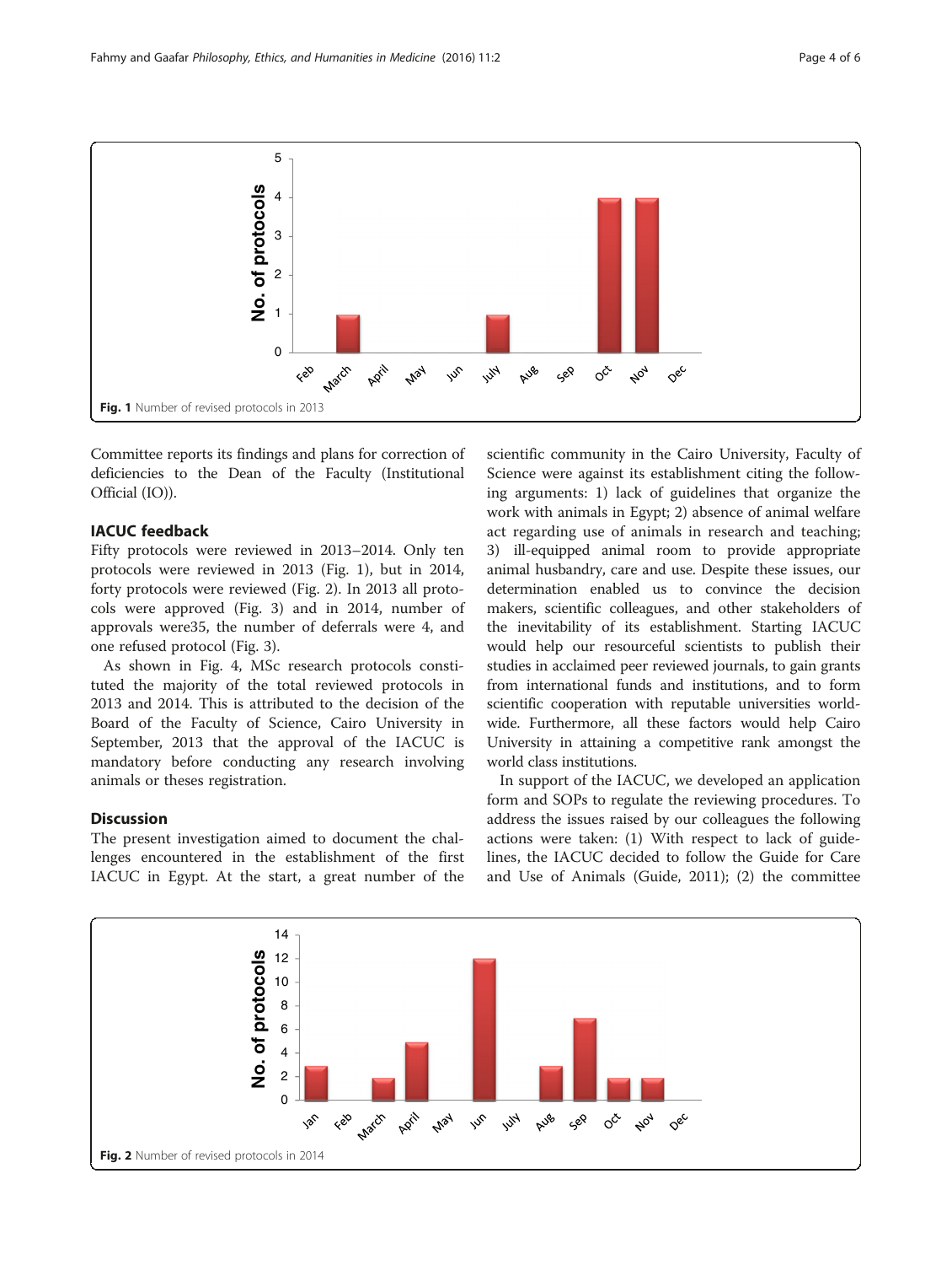Fig. 1 Number of revised protocols in 2013

Committee reports its findings and plans for correction of deficiencies to the Dean of the Faculty (Institutional Official (IO)).

## IACUC feedback

Fifty protocols were reviewed in 2013–2014. Only ten protocols were reviewed in 2013 (Fig. 1), but in 2014, forty protocols were reviewed (Fig. 2). In 2013 all protocols were approved (Fig. 3) and in 2014, number of approvals were35, the number of deferrals were 4, and one refused protocol (Fig. 3).

As shown in Fig. 4, MSc research protocols constituted the majority of the total reviewed protocols in 2013 and 2014. This is attributed to the decision of the Board of the Faculty of Science, Cairo University in September, 2013 that the approval of the IACUC is mandatory before conducting any research involving animals or theses registration.

## Discussion

The present investigation aimed to document the challenges encountered in the establishment of the first IACUC in Egypt. At the start, a great number of the scientific community in the Cairo University, Faculty of Science were against its establishment citing the following arguments: 1) lack of guidelines that organize the work with animals in Egypt; 2) absence of animal welfare act regarding use of animals in research and teaching; 3) ill-equipped animal room to provide appropriate animal husbandry, care and use. Despite these issues, our determination enabled us to convince the decision makers, scientific colleagues, and other stakeholders of the inevitability of its establishment. Starting IACUC would help our resourceful scientists to publish their studies in acclaimed peer reviewed journals, to gain grants from international funds and institutions, and to form scientific cooperation with reputable universities worldwide. Furthermore, all these factors would help Cairo University in attaining a competitive rank amongst the world class institutions.

In support of the IACUC, we developed an application form and SOPs to regulate the reviewing procedures. To address the issues raised by our colleagues the following actions were taken: (1) With respect to lack of guidelines, the IACUC decided to follow the Guide for Care and Use of Animals (Guide, 2011); (2) the committee

Fig. 2 Number of revised protocols in 2014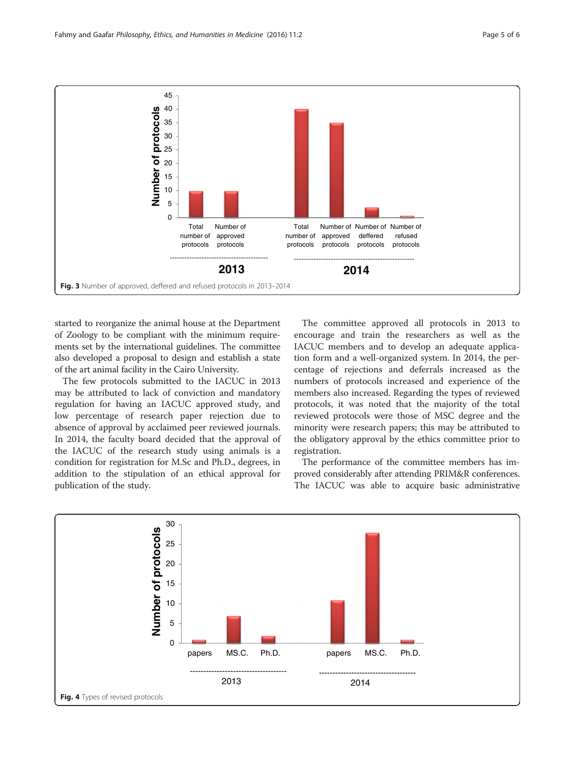Fig. 3 Number of approved, deffered and refused protocols in 2013–2014

started to reorganize the animal house at the Department of Zoology to be compliant with the minimum requirements set by the international guidelines. The committee also developed a proposal to design and establish a state of the art animal facility in the Cairo University.

The few protocols submitted to the IACUC in 2013 may be attributed to lack of conviction and mandatory regulation for having an IACUC approved study, and low percentage of research paper rejection due to absence of approval by acclaimed peer reviewed journals. In 2014, the faculty board decided that the approval of the IACUC of the research study using animals is a condition for registration for M.Sc and Ph.D., degrees, in addition to the stipulation of an ethical approval for publication of the study.

The committee approved all protocols in 2013 to encourage and train the researchers as well as the IACUC members and to develop an adequate application form and a well-organized system. In 2014, the percentage of rejections and deferrals increased as the numbers of protocols increased and experience of the members also increased. Regarding the types of reviewed protocols, it was noted that the majority of the total reviewed protocols were those of MSC degree and the minority were research papers; this may be attributed to the obligatory approval by the ethics committee prior to registration.

The performance of the committee members has improved considerably after attending PRIM&R conferences. The IACUC was able to acquire basic administrative

Fig. 4 Types of revised protocols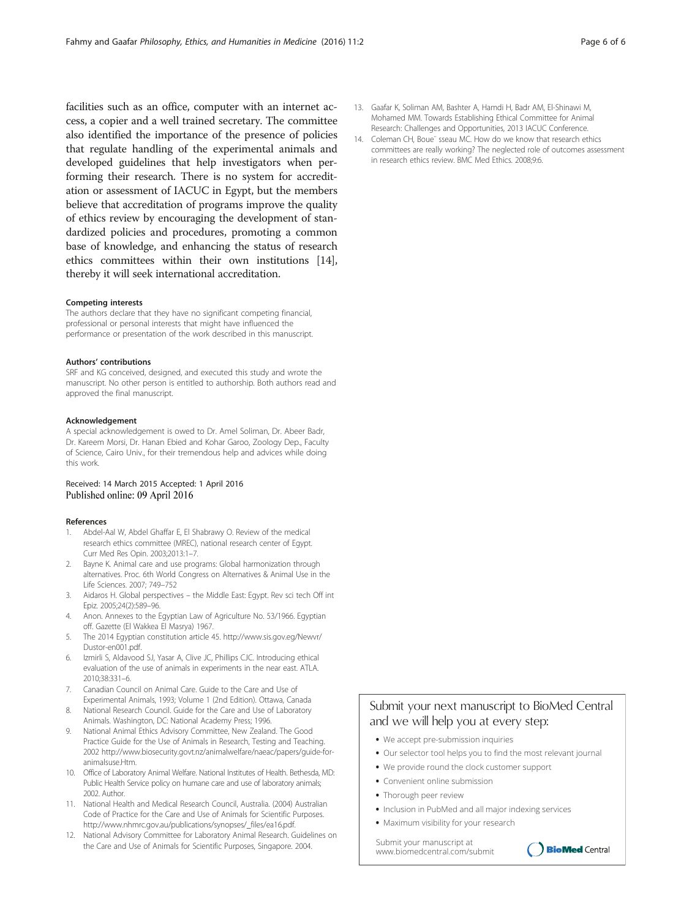facilities such as an office, computer with an internet access, a copier and a well trained secretary. The committee also identified the importance of the presence of policies that regulate handling of the experimental animals and developed guidelines that help investigators when performing their research. There is no system for accreditation or assessment of IACUC in Egypt, but the members believe that accreditation of programs improve the quality of ethics review by encouraging the development of standardized policies and procedures, promoting a common base of knowledge, and enhancing the status of research ethics committees within their own institutions [14], thereby it will seek international accreditation.

#### Competing interests

The authors declare that they have no significant competing financial, professional or personal interests that might have influenced the performance or presentation of the work described in this manuscript.

#### Authors' contributions

SRF and KG conceived, designed, and executed this study and wrote the manuscript. No other person is entitled to authorship. Both authors read and approved the final manuscript.

#### Acknowledgement

A special acknowledgement is owed to Dr. Amel Soliman, Dr. Abeer Badr, Dr. Kareem Morsi, Dr. Hanan Ebied and Kohar Garoo, Zoology Dep., Faculty of Science, Cairo Univ., for their tremendous help and advices while doing this work.

Received: 14 March 2015 Accepted: 1 April 2016
Published online: 09 April 2016

#### References

1. Abdel-Aal W, Abdel Ghaffar E, El Shabrawy O. Review of the medical research ethics committee (MREC), national research center of Egypt. Curr Med Res Opin. 2003;2013:1–7.
2. Bayne K. Animal care and use programs: Global harmonization through alternatives. Proc. 6th World Congress on Alternatives & Animal Use in the Life Sciences. 2007; 749–752
3. Aidaros H. Global perspectives – the Middle East: Egypt. Rev sci tech Off int Epiz. 2005;24(2):589–96.
4. Anon. Annexes to the Egyptian Law of Agriculture No. 53/1966. Egyptian off. Gazette (El Wakkea El Masrya) 1967.
5. The 2014 Egyptian constitution article 45. http://www.sis.gov.eg/Newvr/Dustor-en001.pdf.
6. Izmirli S, Aldavood SJ, Yasar A, Clive JC, Phillips CJC. Introducing ethical evaluation of the use of animals in experiments in the near east. ATLA. 2010;38:331–6.
7. Canadian Council on Animal Care. Guide to the Care and Use of Experimental Animals, 1993; Volume 1 (2nd Edition). Ottawa, Canada
8. National Research Council. Guide for the Care and Use of Laboratory Animals. Washington, DC: National Academy Press; 1996.
9. National Animal Ethics Advisory Committee, New Zealand. The Good Practice Guide for the Use of Animals in Research, Testing and Teaching. 2002 http://www.biosecurity.govt.nz/animalwelfare/naeac/papers/guide-for-animalsuse.Htm.
10. Office of Laboratory Animal Welfare. National Institutes of Health. Bethesda, MD: Public Health Service policy on humane care and use of laboratory animals; 2002. Author.
11. National Health and Medical Research Council, Australia. (2004) Australian Code of Practice for the Care and Use of Animals for Scientific Purposes. http://www.nhmrc.gov.au/publications/synopses/_files/ea16.pdf.
12. National Advisory Committee for Laboratory Animal Research. Guidelines on the Care and Use of Animals for Scientific Purposes, Singapore. 2004.
13. Gaafar K, Soliman AM, Bashter A, Hamdi H, Badr AM, El-Shinawi M, Mohamed MM. Towards Establishing Ethical Committee for Animal Research: Challenges and Opportunities, 2013 IACUC Conference.
14. Coleman CH, Boue¨ sseau MC. How do we know that research ethics committees are really working? The neglected role of outcomes assessment in research ethics review. BMC Med Ethics. 2008;9:6.

Submit your next manuscript to BioMed Central and we will help you at every step:

- We accept pre-submission inquiries
- Our selector tool helps you to find the most relevant journal
- We provide round the clock customer support
- Convenient online submission
- Thorough peer review
- Inclusion in PubMed and all major indexing services
- Maximum visibility for your research

Submit your manuscript at
www.biomedcentral.com/submit

BioMed Central